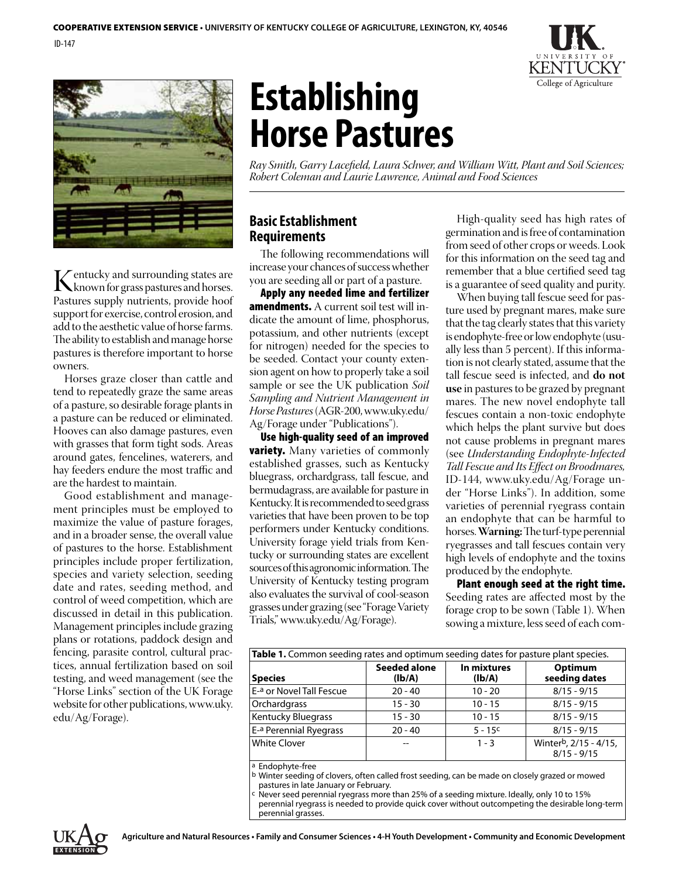COOPERATIVE EXTENSION SERVICE • UNIVERSITY OF KENTUCKY COLLEGE OF AGRICULTURE, LEXINGTON, KY, 40546

ID-147

# Establishing Horse Pastures

*Ray Smith, Garry Lacefield, Laura Schwer, and William Witt, Plant and Soil Sciences; Robert Coleman and Laurie Lawrence, Animal and Food Sciences*

Kentucky and surrounding states are known for grass pastures and horses. Pastures supply nutrients, provide hoof support for exercise, control erosion, and add to the aesthetic value of horse farms. The ability to establish and manage horse pastures is therefore important to horse owners.

Horses graze closer than cattle and tend to repeatedly graze the same areas of a pasture, so desirable forage plants in a pasture can be reduced or eliminated. Hooves can also damage pastures, even with grasses that form tight sods. Areas around gates, fencelines, waterers, and hay feeders endure the most traffic and are the hardest to maintain.

Good establishment and management principles must be employed to maximize the value of pasture forages, and in a broader sense, the overall value of pastures to the horse. Establishment principles include proper fertilization, species and variety selection, seeding date and rates, seeding method, and control of weed competition, which are discussed in detail in this publication. Management principles include grazing plans or rotations, paddock design and fencing, parasite control, cultural practices, annual fertilization based on soil testing, and weed management (see the "Horse Links" section of the UK Forage website for other publications, www.uky.edu/Ag/Forage).

## Basic Establishment Requirements

The following recommendations will increase your chances of success whether you are seeding all or part of a pasture.

**Apply any needed lime and fertilizer amendments.** A current soil test will indicate the amount of lime, phosphorus, potassium, and other nutrients (except for nitrogen) needed for the species to be seeded. Contact your county extension agent on how to properly take a soil sample or see the UK publication *Soil Sampling and Nutrient Management in Horse Pastures* (AGR-200, www.uky.edu/Ag/Forage under "Publications").

**Use high-quality seed of an improved variety.** Many varieties of commonly established grasses, such as Kentucky bluegrass, orchardgrass, tall fescue, and bermudagrass, are available for pasture in Kentucky. It is recommended to seed grass varieties that have been proven to be top performers under Kentucky conditions. University forage yield trials from Kentucky or surrounding states are excellent sources of this agronomic information. The University of Kentucky testing program also evaluates the survival of cool-season grasses under grazing (see "Forage Variety Trials," www.uky.edu/Ag/Forage).

High-quality seed has high rates of germination and is free of contamination from seed of other crops or weeds. Look for this information on the seed tag and remember that a blue certified seed tag is a guarantee of seed quality and purity.

When buying tall fescue seed for pasture used by pregnant mares, make sure that the tag clearly states that this variety is endophyte-free or low endophyte (usually less than 5 percent). If this information is not clearly stated, assume that the tall fescue seed is infected, and **do not use** in pastures to be grazed by pregnant mares. The new novel endophyte tall fescues contain a non-toxic endophyte which helps the plant survive but does not cause problems in pregnant mares (see *Understanding Endophyte-Infected Tall Fescue and Its Effect on Broodmares,* ID-144, www.uky.edu/Ag/Forage under "Horse Links"). In addition, some varieties of perennial ryegrass contain an endophyte that can be harmful to horses. **Warning:** The turf-type perennial ryegrasses and tall fescues contain very high levels of endophyte and the toxins produced by the endophyte.

**Plant enough seed at the right time.** Seeding rates are affected most by the forage crop to be sown (Table 1). When sowing a mixture, less seed of each com-

**Table 1.** Common seeding rates and optimum seeding dates for pasture plant species.

| Species | Seeded alone (lb/A) | In mixtures (lb/A) | Optimum seeding dates |
|---|---|---|---|
| E-[a] or Novel Tall Fescue | 20 - 40 | 10 - 20 | 8/15 - 9/15 |
| Orchardgrass | 15 - 30 | 10 - 15 | 8/15 - 9/15 |
| Kentucky Bluegrass | 15 - 30 | 10 - 15 | 8/15 - 9/15 |
| E-[a] Perennial Ryegrass | 20 - 40 | 5 - 15[c] | 8/15 - 9/15 |
| White Clover | -- | 1 - 3 | Winter[b], 2/15 - 4/15, 8/15 - 9/15 |

[a] Endophyte-free

[b] Winter seeding of clovers, often called frost seeding, can be made on closely grazed or mowed pastures in late January or February.

[c] Never seed perennial ryegrass more than 25% of a seeding mixture. Ideally, only 10 to 15% perennial ryegrass is needed to provide quick cover without outcompeting the desirable long-term perennial grasses.

Agriculture and Natural Resources • Family and Consumer Sciences • 4-H Youth Development • Community and Economic Development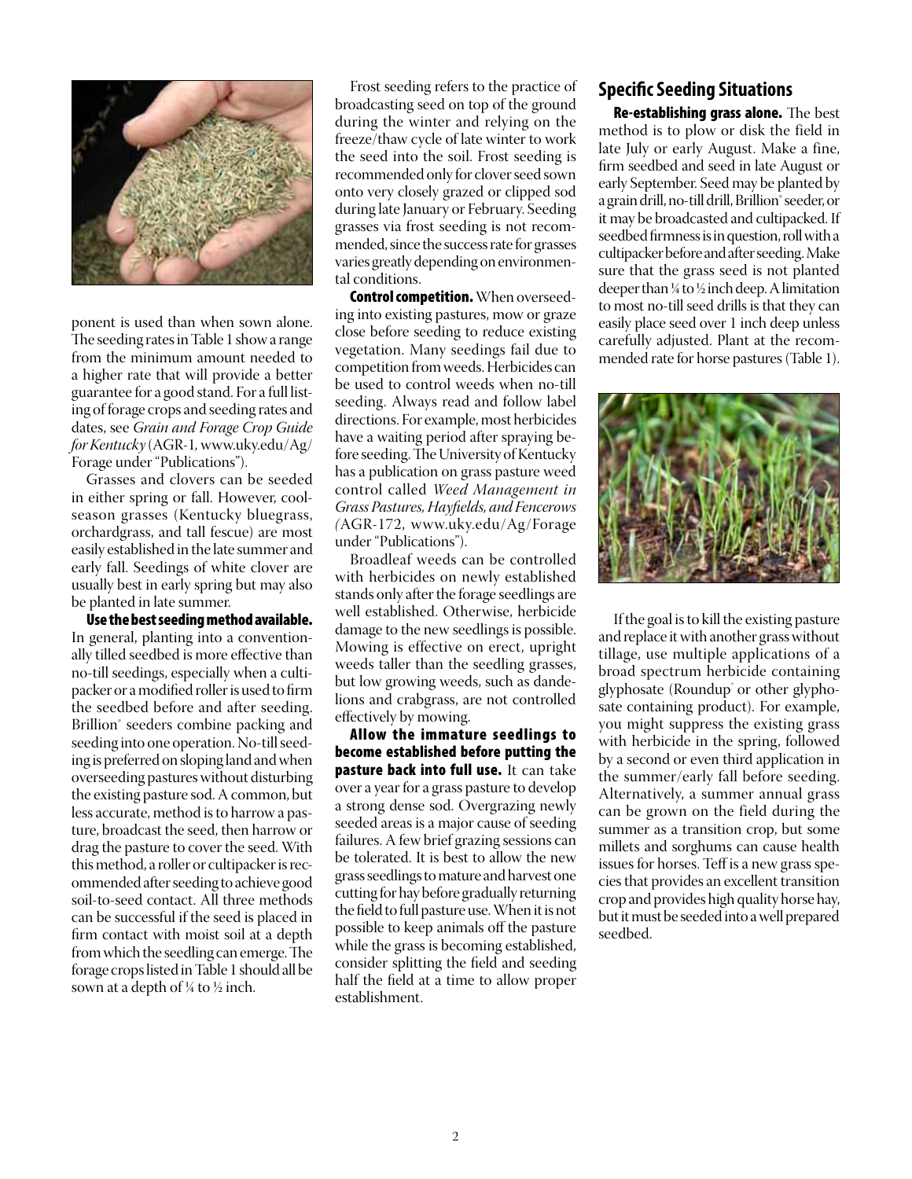ponent is used than when sown alone. The seeding rates in Table 1 show a range from the minimum amount needed to a higher rate that will provide a better guarantee for a good stand. For a full listing of forage crops and seeding rates and dates, see *Grain and Forage Crop Guide for Kentucky* (AGR-1, www.uky.edu/Ag/Forage under "Publications").

Grasses and clovers can be seeded in either spring or fall. However, cool-season grasses (Kentucky bluegrass, orchardgrass, and tall fescue) are most easily established in the late summer and early fall. Seedings of white clover are usually best in early spring but may also be planted in late summer.

**Use the best seeding method available.** In general, planting into a conventionally tilled seedbed is more effective than no-till seedings, especially when a cultipacker or a modified roller is used to firm the seedbed before and after seeding. Brillion® seeders combine packing and seeding into one operation. No-till seeding is preferred on sloping land and when overseeding pastures without disturbing the existing pasture sod. A common, but less accurate, method is to harrow a pasture, broadcast the seed, then harrow or drag the pasture to cover the seed. With this method, a roller or cultipacker is recommended after seeding to achieve good soil-to-seed contact. All three methods can be successful if the seed is placed in firm contact with moist soil at a depth from which the seedling can emerge. The forage crops listed in Table 1 should all be sown at a depth of ¼ to ½ inch.

Frost seeding refers to the practice of broadcasting seed on top of the ground during the winter and relying on the freeze/thaw cycle of late winter to work the seed into the soil. Frost seeding is recommended only for clover seed sown onto very closely grazed or clipped sod during late January or February. Seeding grasses via frost seeding is not recommended, since the success rate for grasses varies greatly depending on environmental conditions.

**Control competition.** When overseeding into existing pastures, mow or graze close before seeding to reduce existing vegetation. Many seedings fail due to competition from weeds. Herbicides can be used to control weeds when no-till seeding. Always read and follow label directions. For example, most herbicides have a waiting period after spraying before seeding. The University of Kentucky has a publication on grass pasture weed control called *Weed Management in Grass Pastures, Hayfields, and Fencerows* (AGR-172, www.uky.edu/Ag/Forage under "Publications").

Broadleaf weeds can be controlled with herbicides on newly established stands only after the forage seedlings are well established. Otherwise, herbicide damage to the new seedlings is possible. Mowing is effective on erect, upright weeds taller than the seedling grasses, but low growing weeds, such as dandelions and crabgrass, are not controlled effectively by mowing.

**Allow the immature seedlings to become established before putting the pasture back into full use.** It can take over a year for a grass pasture to develop a strong dense sod. Overgrazing newly seeded areas is a major cause of seeding failures. A few brief grazing sessions can be tolerated. It is best to allow the new grass seedlings to mature and harvest one cutting for hay before gradually returning the field to full pasture use. When it is not possible to keep animals off the pasture while the grass is becoming established, consider splitting the field and seeding half the field at a time to allow proper establishment.

## Specific Seeding Situations

**Re-establishing grass alone.** The best method is to plow or disk the field in late July or early August. Make a fine, firm seedbed and seed in late August or early September. Seed may be planted by a grain drill, no-till drill, Brillion® seeder, or it may be broadcasted and cultipacked. If seedbed firmness is in question, roll with a cultipacker before and after seeding. Make sure that the grass seed is not planted deeper than ¼ to ½ inch deep. A limitation to most no-till seed drills is that they can easily place seed over 1 inch deep unless carefully adjusted. Plant at the recommended rate for horse pastures (Table 1).

If the goal is to kill the existing pasture and replace it with another grass without tillage, use multiple applications of a broad spectrum herbicide containing glyphosate (Roundup® or other glyphosate containing product). For example, you might suppress the existing grass with herbicide in the spring, followed by a second or even third application in the summer/early fall before seeding. Alternatively, a summer annual grass can be grown on the field during the summer as a transition crop, but some millets and sorghums can cause health issues for horses. Teff is a new grass species that provides an excellent transition crop and provides high quality horse hay, but it must be seeded into a well prepared seedbed.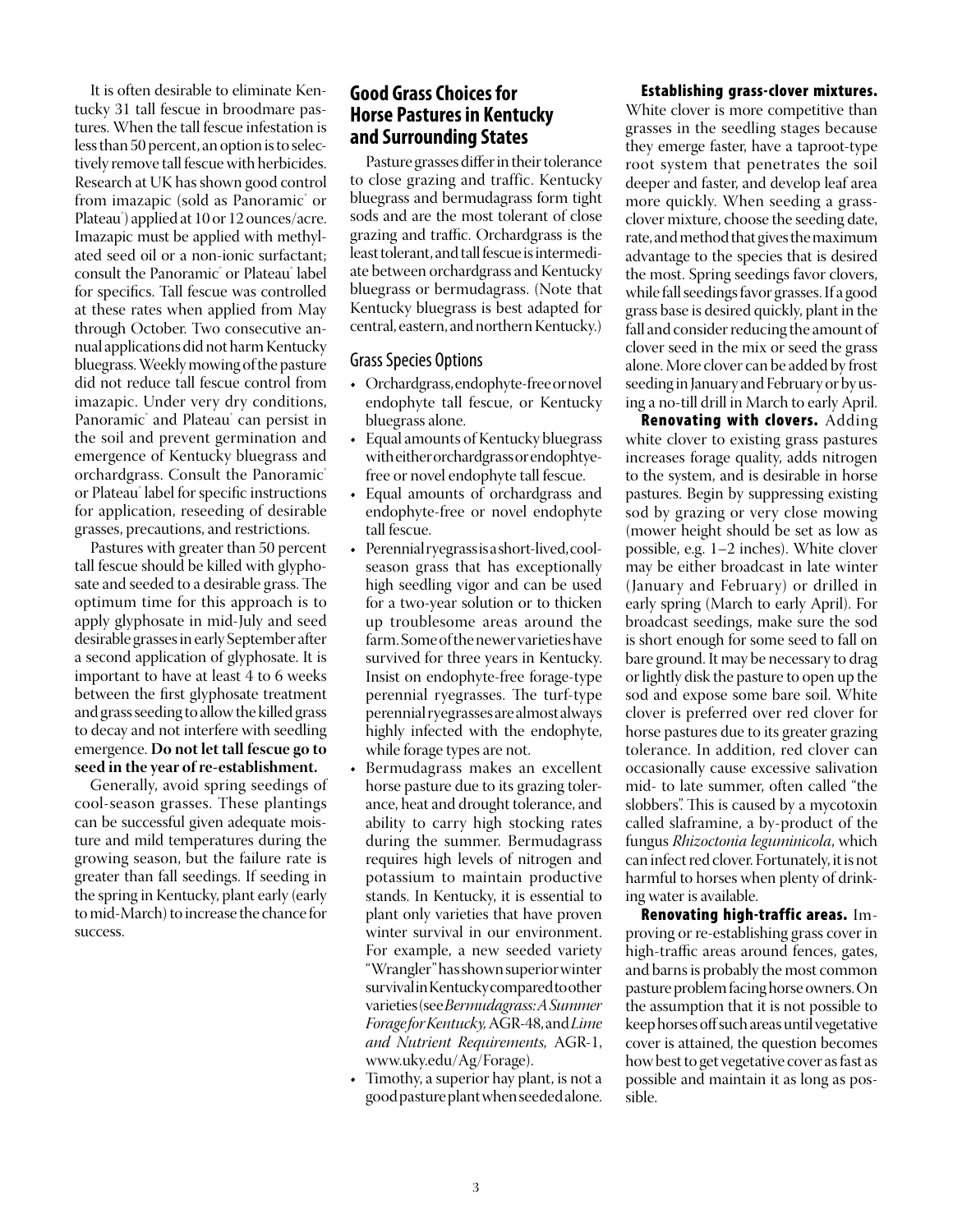It is often desirable to eliminate Kentucky 31 tall fescue in broodmare pastures. When the tall fescue infestation is less than 50 percent, an option is to selectively remove tall fescue with herbicides. Research at UK has shown good control from imazapic (sold as Panoramic® or Plateau®) applied at 10 or 12 ounces/acre. Imazapic must be applied with methylated seed oil or a non-ionic surfactant; consult the Panoramic® or Plateau® label for specifics. Tall fescue was controlled at these rates when applied from May through October. Two consecutive annual applications did not harm Kentucky bluegrass. Weekly mowing of the pasture did not reduce tall fescue control from imazapic. Under very dry conditions, Panoramic® and Plateau® can persist in the soil and prevent germination and emergence of Kentucky bluegrass and orchardgrass. Consult the Panoramic® or Plateau® label for specific instructions for application, reseeding of desirable grasses, precautions, and restrictions.

Pastures with greater than 50 percent tall fescue should be killed with glyphosate and seeded to a desirable grass. The optimum time for this approach is to apply glyphosate in mid-July and seed desirable grasses in early September after a second application of glyphosate. It is important to have at least 4 to 6 weeks between the first glyphosate treatment and grass seeding to allow the killed grass to decay and not interfere with seedling emergence. **Do not let tall fescue go to seed in the year of re-establishment.**

Generally, avoid spring seedings of cool-season grasses. These plantings can be successful given adequate moisture and mild temperatures during the growing season, but the failure rate is greater than fall seedings. If seeding in the spring in Kentucky, plant early (early to mid-March) to increase the chance for success.

## Good Grass Choices for Horse Pastures in Kentucky and Surrounding States

Pasture grasses differ in their tolerance to close grazing and traffic. Kentucky bluegrass and bermudagrass form tight sods and are the most tolerant of close grazing and traffic. Orchardgrass is the least tolerant, and tall fescue is intermediate between orchardgrass and Kentucky bluegrass or bermudagrass. (Note that Kentucky bluegrass is best adapted for central, eastern, and northern Kentucky.)

### Grass Species Options

- Orchardgrass, endophyte-free or novel endophyte tall fescue, or Kentucky bluegrass alone.
- Equal amounts of Kentucky bluegrass with either orchardgrass or endophtye-free or novel endophyte tall fescue.
- Equal amounts of orchardgrass and endophyte-free or novel endophyte tall fescue.
- Perennial ryegrass is a short-lived, cool-season grass that has exceptionally high seedling vigor and can be used for a two-year solution or to thicken up troublesome areas around the farm. Some of the newer varieties have survived for three years in Kentucky. Insist on endophyte-free forage-type perennial ryegrasses. The turf-type perennial ryegrasses are almost always highly infected with the endophyte, while forage types are not.
- Bermudagrass makes an excellent horse pasture due to its grazing tolerance, heat and drought tolerance, and ability to carry high stocking rates during the summer. Bermudagrass requires high levels of nitrogen and potassium to maintain productive stands. In Kentucky, it is essential to plant only varieties that have proven winter survival in our environment. For example, a new seeded variety "Wrangler" has shown superior winter survival in Kentucky compared to other varieties (see *Bermudagrass: A Summer Forage for Kentucky,* AGR-48, and *Lime and Nutrient Requirements,* AGR-1, www.uky.edu/Ag/Forage).
- Timothy, a superior hay plant, is not a good pasture plant when seeded alone.

**Establishing grass-clover mixtures.** White clover is more competitive than grasses in the seedling stages because they emerge faster, have a taproot-type root system that penetrates the soil deeper and faster, and develop leaf area more quickly. When seeding a grass-clover mixture, choose the seeding date, rate, and method that gives the maximum advantage to the species that is desired the most. Spring seedings favor clovers, while fall seedings favor grasses. If a good grass base is desired quickly, plant in the fall and consider reducing the amount of clover seed in the mix or seed the grass alone. More clover can be added by frost seeding in January and February or by using a no-till drill in March to early April.

**Renovating with clovers.** Adding white clover to existing grass pastures increases forage quality, adds nitrogen to the system, and is desirable in horse pastures. Begin by suppressing existing sod by grazing or very close mowing (mower height should be set as low as possible, e.g. 1–2 inches). White clover may be either broadcast in late winter (January and February) or drilled in early spring (March to early April). For broadcast seedings, make sure the sod is short enough for some seed to fall on bare ground. It may be necessary to drag or lightly disk the pasture to open up the sod and expose some bare soil. White clover is preferred over red clover for horse pastures due to its greater grazing tolerance. In addition, red clover can occasionally cause excessive salivation mid- to late summer, often called "the slobbers". This is caused by a mycotoxin called slaframine, a by-product of the fungus *Rhizoctonia leguminicola*, which can infect red clover. Fortunately, it is not harmful to horses when plenty of drinking water is available.

**Renovating high-traffic areas.** Improving or re-establishing grass cover in high-traffic areas around fences, gates, and barns is probably the most common pasture problem facing horse owners. On the assumption that it is not possible to keep horses off such areas until vegetative cover is attained, the question becomes how best to get vegetative cover as fast as possible and maintain it as long as possible.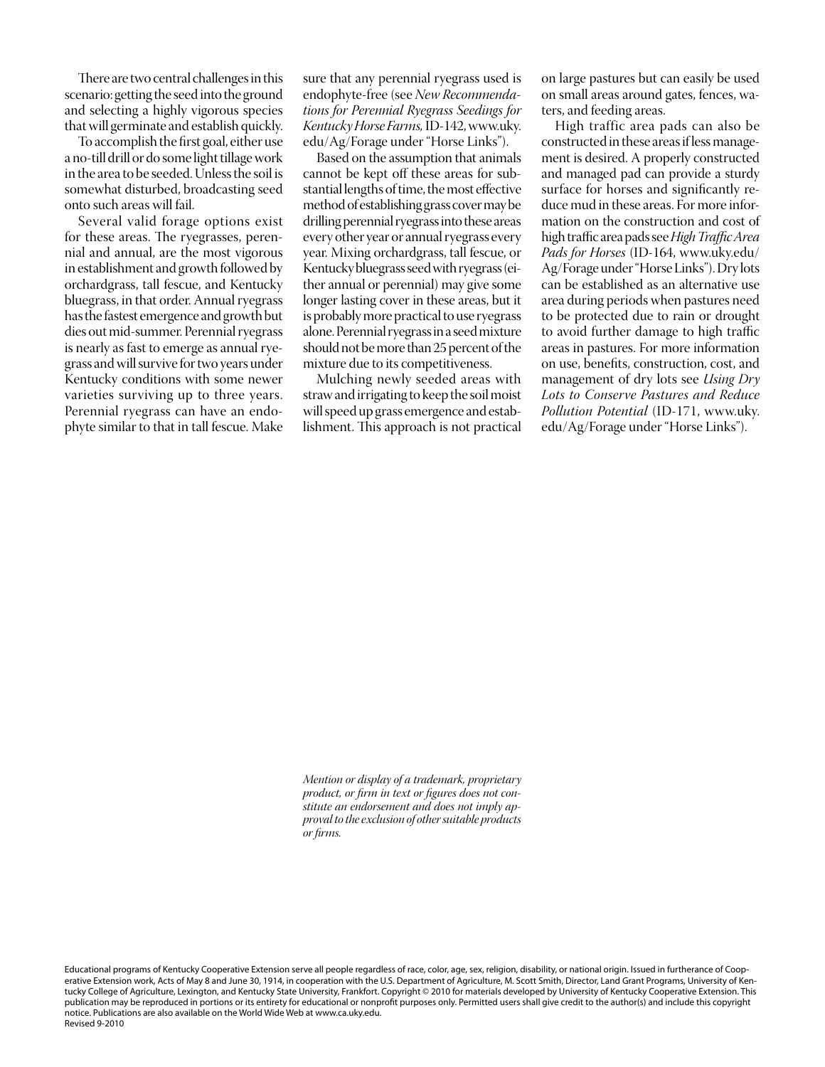There are two central challenges in this scenario: getting the seed into the ground and selecting a highly vigorous species that will germinate and establish quickly.

To accomplish the first goal, either use a no-till drill or do some light tillage work in the area to be seeded. Unless the soil is somewhat disturbed, broadcasting seed onto such areas will fail.

Several valid forage options exist for these areas. The ryegrasses, perennial and annual, are the most vigorous in establishment and growth followed by orchardgrass, tall fescue, and Kentucky bluegrass, in that order. Annual ryegrass has the fastest emergence and growth but dies out mid-summer. Perennial ryegrass is nearly as fast to emerge as annual ryegrass and will survive for two years under Kentucky conditions with some newer varieties surviving up to three years. Perennial ryegrass can have an endophyte similar to that in tall fescue. Make sure that any perennial ryegrass used is endophyte-free (see *New Recommendations for Perennial Ryegrass Seedings for Kentucky Horse Farms*, ID-142, www.uky.edu/Ag/Forage under "Horse Links").

Based on the assumption that animals cannot be kept off these areas for substantial lengths of time, the most effective method of establishing grass cover may be drilling perennial ryegrass into these areas every other year or annual ryegrass every year. Mixing orchardgrass, tall fescue, or Kentucky bluegrass seed with ryegrass (either annual or perennial) may give some longer lasting cover in these areas, but it is probably more practical to use ryegrass alone. Perennial ryegrass in a seed mixture should not be more than 25 percent of the mixture due to its competitiveness.

Mulching newly seeded areas with straw and irrigating to keep the soil moist will speed up grass emergence and establishment. This approach is not practical on large pastures but can easily be used on small areas around gates, fences, waters, and feeding areas.

High traffic area pads can also be constructed in these areas if less management is desired. A properly constructed and managed pad can provide a sturdy surface for horses and significantly reduce mud in these areas. For more information on the construction and cost of high traffic area pads see *High Traffic Area Pads for Horses* (ID-164, www.uky.edu/Ag/Forage under "Horse Links"). Dry lots can be established as an alternative use area during periods when pastures need to be protected due to rain or drought to avoid further damage to high traffic areas in pastures. For more information on use, benefits, construction, cost, and management of dry lots see *Using Dry Lots to Conserve Pastures and Reduce Pollution Potential* (ID-171, www.uky.edu/Ag/Forage under "Horse Links").

*Mention or display of a trademark, proprietary product, or firm in text or figures does not constitute an endorsement and does not imply approval to the exclusion of other suitable products or firms.*

Educational programs of Kentucky Cooperative Extension serve all people regardless of race, color, age, sex, religion, disability, or national origin. Issued in furtherance of Cooperative Extension work, Acts of May 8 and June 30, 1914, in cooperation with the U.S. Department of Agriculture, M. Scott Smith, Director, Land Grant Programs, University of Kentucky College of Agriculture, Lexington, and Kentucky State University, Frankfort. Copyright © 2010 for materials developed by University of Kentucky Cooperative Extension. This publication may be reproduced in portions or its entirety for educational or nonprofit purposes only. Permitted users shall give credit to the author(s) and include this copyright notice. Publications are also available on the World Wide Web at www.ca.uky.edu.
Revised 9-2010